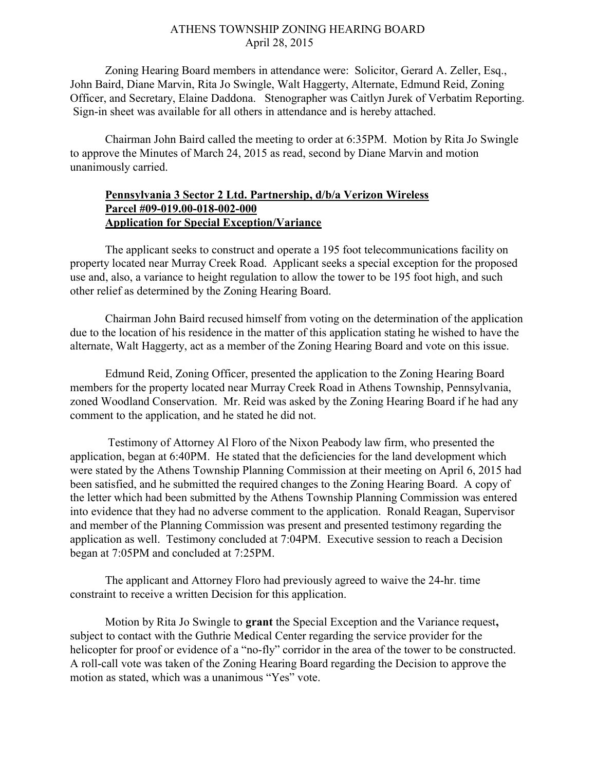# ATHENS TOWNSHIP ZONING HEARING BOARD

April 28, 2015

Zoning Hearing Board members in attendance were: Solicitor, Gerard A. Zeller, Esq., John Baird, Diane Marvin, Rita Jo Swingle, Walt Haggerty, Alternate, Edmund Reid, Zoning Officer, and Secretary, Elaine Daddona. Stenographer was Caitlyn Jurek of Verbatim Reporting. Sign-in sheet was available for all others in attendance and is hereby attached.

Chairman John Baird called the meeting to order at 6:35PM. Motion by Rita Jo Swingle to approve the Minutes of March 24, 2015 as read, second by Diane Marvin and motion unanimously carried.

**Pennsylvania 3 Sector 2 Ltd. Partnership, d/b/a Verizon Wireless**
**Parcel #09-019.00-018-002-000**
**Application for Special Exception/Variance**

The applicant seeks to construct and operate a 195 foot telecommunications facility on property located near Murray Creek Road. Applicant seeks a special exception for the proposed use and, also, a variance to height regulation to allow the tower to be 195 foot high, and such other relief as determined by the Zoning Hearing Board.

Chairman John Baird recused himself from voting on the determination of the application due to the location of his residence in the matter of this application stating he wished to have the alternate, Walt Haggerty, act as a member of the Zoning Hearing Board and vote on this issue.

Edmund Reid, Zoning Officer, presented the application to the Zoning Hearing Board members for the property located near Murray Creek Road in Athens Township, Pennsylvania, zoned Woodland Conservation. Mr. Reid was asked by the Zoning Hearing Board if he had any comment to the application, and he stated he did not.

Testimony of Attorney Al Floro of the Nixon Peabody law firm, who presented the application, began at 6:40PM. He stated that the deficiencies for the land development which were stated by the Athens Township Planning Commission at their meeting on April 6, 2015 had been satisfied, and he submitted the required changes to the Zoning Hearing Board. A copy of the letter which had been submitted by the Athens Township Planning Commission was entered into evidence that they had no adverse comment to the application. Ronald Reagan, Supervisor and member of the Planning Commission was present and presented testimony regarding the application as well. Testimony concluded at 7:04PM. Executive session to reach a Decision began at 7:05PM and concluded at 7:25PM.

The applicant and Attorney Floro had previously agreed to waive the 24-hr. time constraint to receive a written Decision for this application.

Motion by Rita Jo Swingle to **grant** the Special Exception and the Variance request**,** subject to contact with the Guthrie Medical Center regarding the service provider for the helicopter for proof or evidence of a "no-fly" corridor in the area of the tower to be constructed. A roll-call vote was taken of the Zoning Hearing Board regarding the Decision to approve the motion as stated, which was a unanimous "Yes" vote.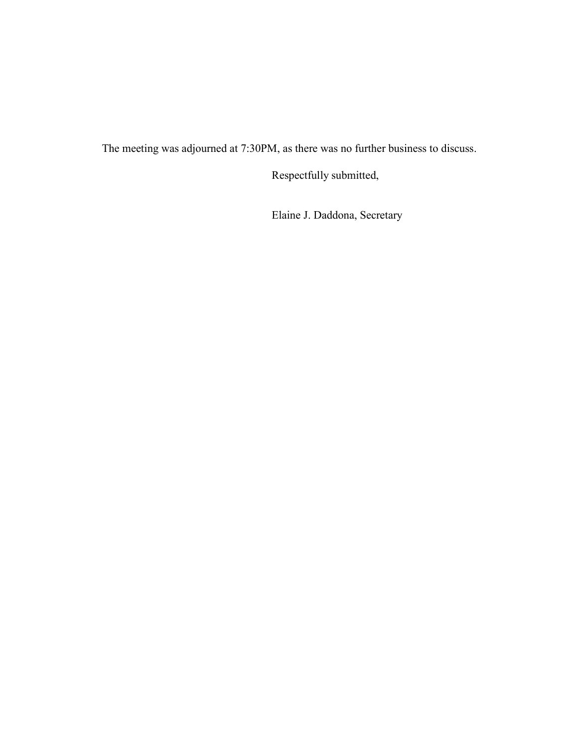The meeting was adjourned at 7:30PM, as there was no further business to discuss.

Respectfully submitted,

Elaine J. Daddona, Secretary